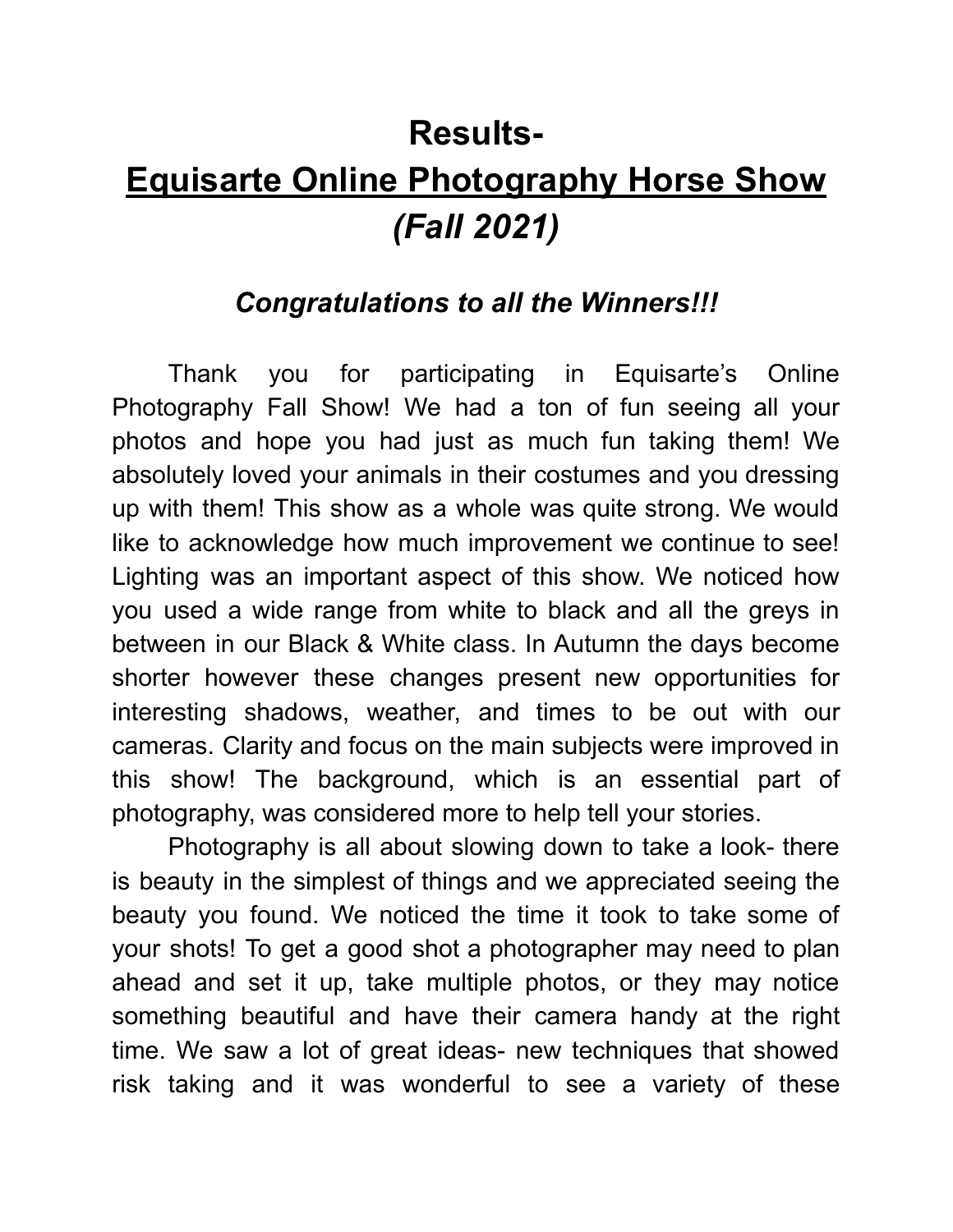# Results-

# Equisarte Online Photography Horse Show

# *(Fall 2021)*

## *Congratulations to all the Winners!!!*

Thank you for participating in Equisarte's Online Photography Fall Show! We had a ton of fun seeing all your photos and hope you had just as much fun taking them! We absolutely loved your animals in their costumes and you dressing up with them! This show as a whole was quite strong. We would like to acknowledge how much improvement we continue to see! Lighting was an important aspect of this show. We noticed how you used a wide range from white to black and all the greys in between in our Black & White class. In Autumn the days become shorter however these changes present new opportunities for interesting shadows, weather, and times to be out with our cameras. Clarity and focus on the main subjects were improved in this show! The background, which is an essential part of photography, was considered more to help tell your stories.

Photography is all about slowing down to take a look- there is beauty in the simplest of things and we appreciated seeing the beauty you found. We noticed the time it took to take some of your shots! To get a good shot a photographer may need to plan ahead and set it up, take multiple photos, or they may notice something beautiful and have their camera handy at the right time. We saw a lot of great ideas- new techniques that showed risk taking and it was wonderful to see a variety of these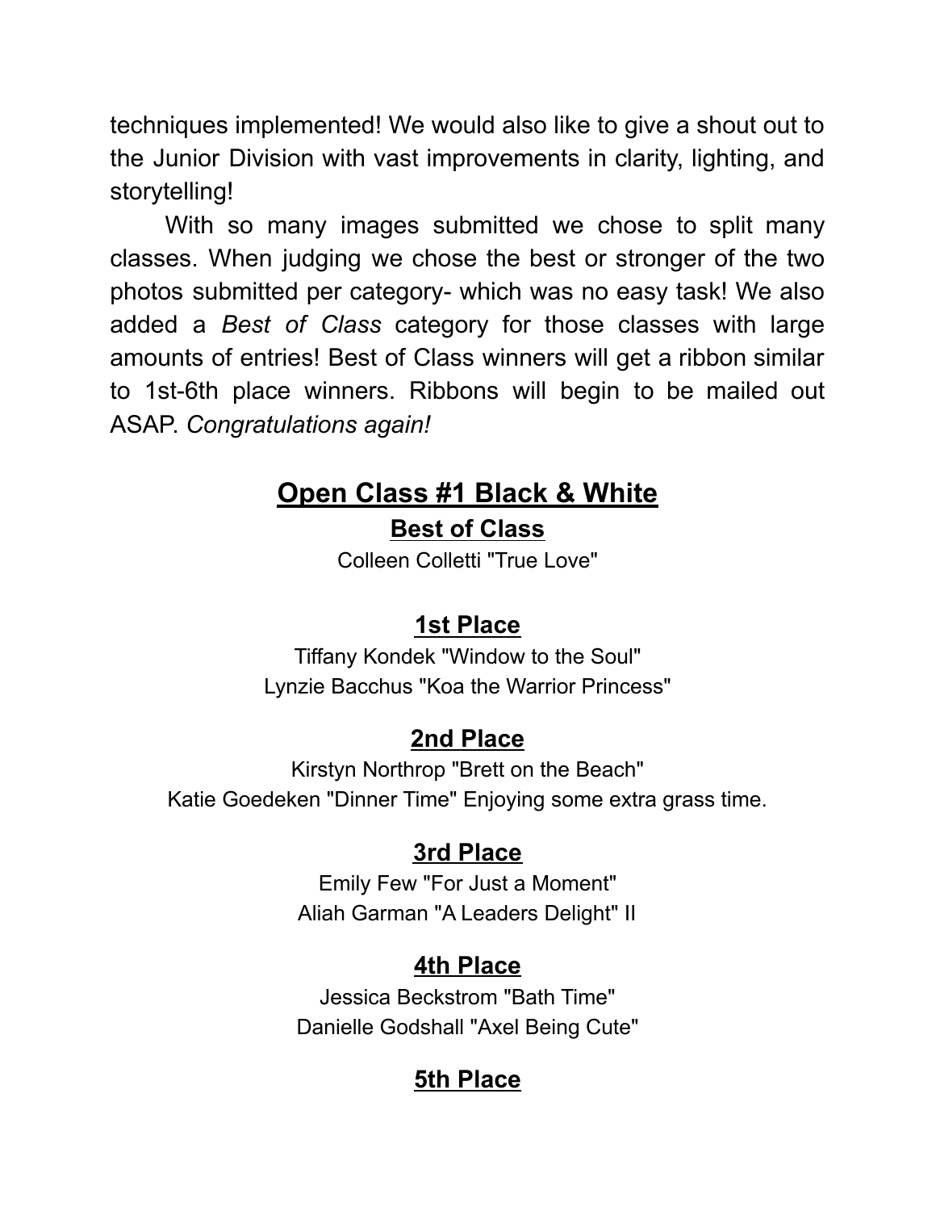techniques implemented! We would also like to give a shout out to the Junior Division with vast improvements in clarity, lighting, and storytelling!

With so many images submitted we chose to split many classes. When judging we chose the best or stronger of the two photos submitted per category- which was no easy task! We also added a *Best of Class* category for those classes with large amounts of entries! Best of Class winners will get a ribbon similar to 1st-6th place winners. Ribbons will begin to be mailed out ASAP. *Congratulations again!*

## Open Class #1 Black & White

### Best of Class

Colleen Colletti "True Love"

### 1st Place

Tiffany Kondek "Window to the Soul"
Lynzie Bacchus "Koa the Warrior Princess"

### 2nd Place

Kirstyn Northrop "Brett on the Beach"
Katie Goedeken "Dinner Time" Enjoying some extra grass time.

### 3rd Place

Emily Few "For Just a Moment"
Aliah Garman "A Leaders Delight" II

### 4th Place

Jessica Beckstrom "Bath Time"
Danielle Godshall "Axel Being Cute"

### 5th Place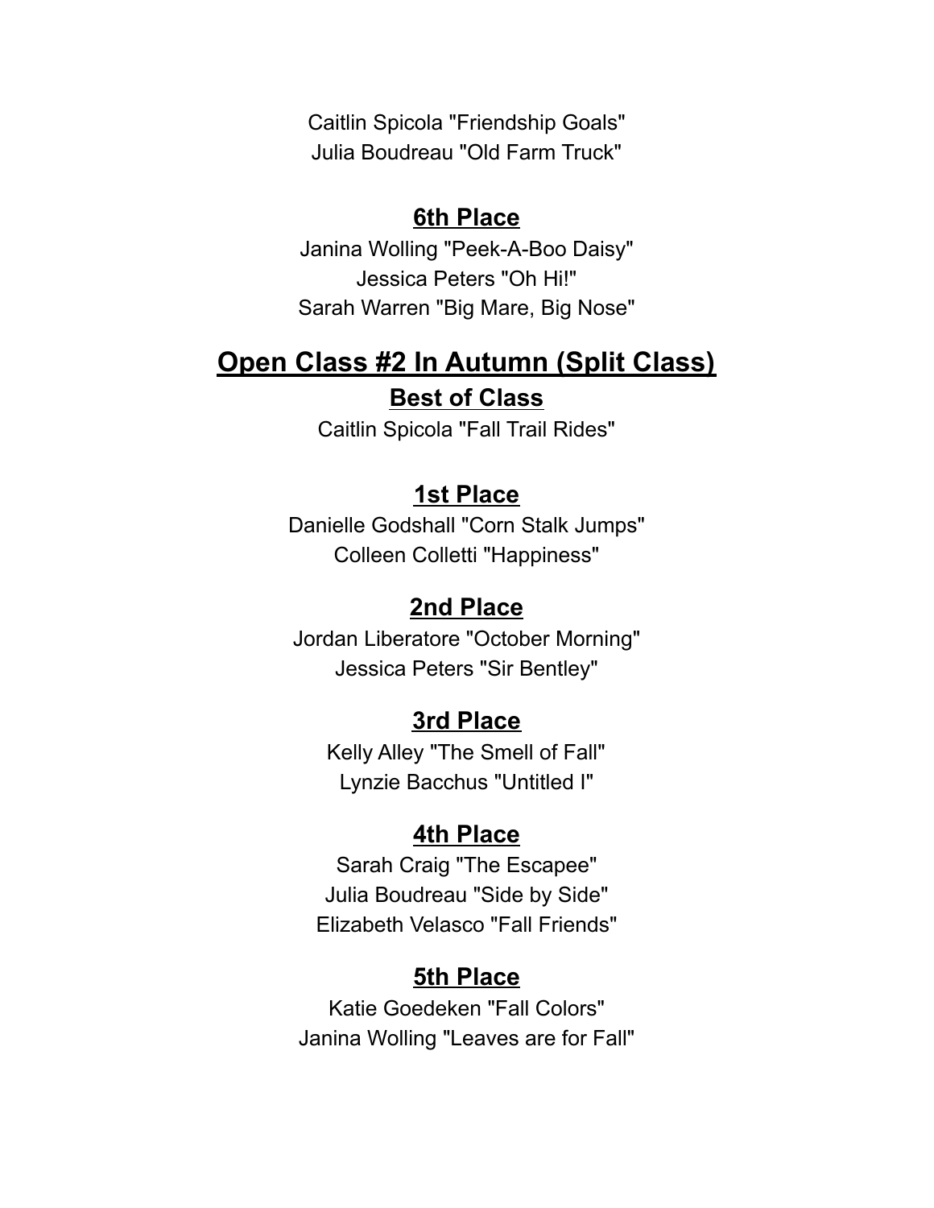Caitlin Spicola "Friendship Goals"
Julia Boudreau "Old Farm Truck"

### 6th Place

Janina Wolling "Peek-A-Boo Daisy"
Jessica Peters "Oh Hi!"
Sarah Warren "Big Mare, Big Nose"

## Open Class #2 In Autumn (Split Class)

### Best of Class

Caitlin Spicola "Fall Trail Rides"

### 1st Place

Danielle Godshall "Corn Stalk Jumps"
Colleen Colletti "Happiness"

### 2nd Place

Jordan Liberatore "October Morning"
Jessica Peters "Sir Bentley"

### 3rd Place

Kelly Alley "The Smell of Fall"
Lynzie Bacchus "Untitled I"

### 4th Place

Sarah Craig "The Escapee"
Julia Boudreau "Side by Side"
Elizabeth Velasco "Fall Friends"

### 5th Place

Katie Goedeken "Fall Colors"
Janina Wolling "Leaves are for Fall"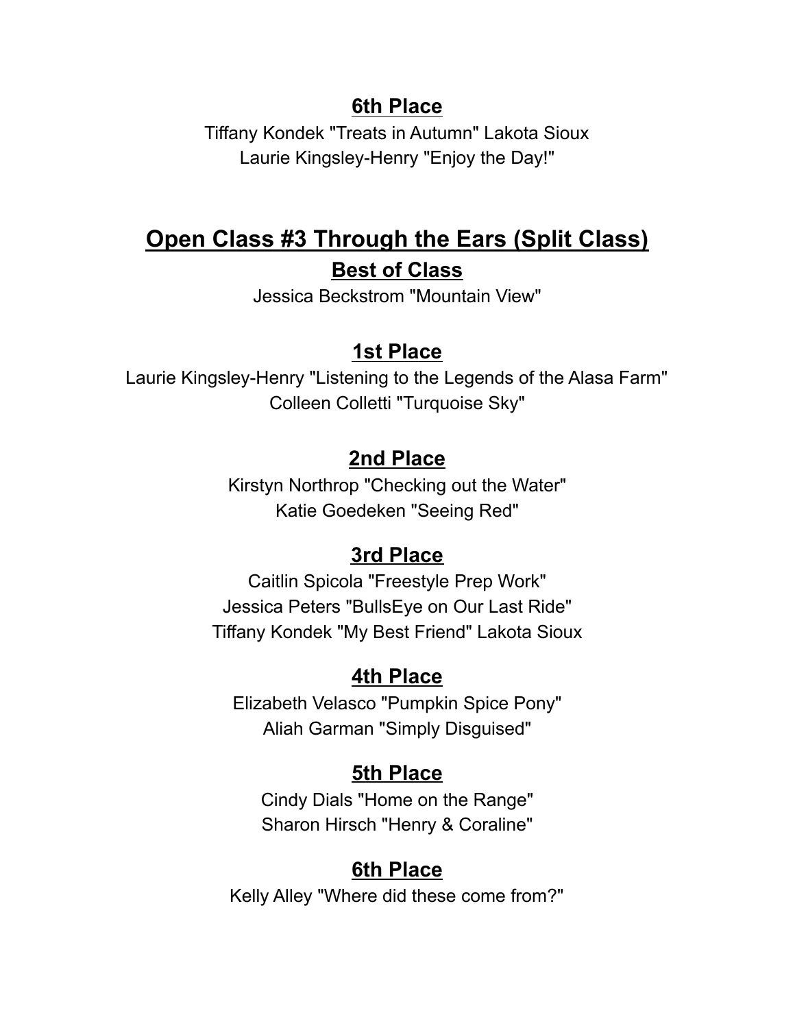### 6th Place

Tiffany Kondek "Treats in Autumn" Lakota Sioux
Laurie Kingsley-Henry "Enjoy the Day!"

## Open Class #3 Through the Ears (Split Class)

### Best of Class

Jessica Beckstrom "Mountain View"

### 1st Place

Laurie Kingsley-Henry "Listening to the Legends of the Alasa Farm"
Colleen Colletti "Turquoise Sky"

### 2nd Place

Kirstyn Northrop "Checking out the Water"
Katie Goedeken "Seeing Red"

### 3rd Place

Caitlin Spicola "Freestyle Prep Work"
Jessica Peters "BullsEye on Our Last Ride"
Tiffany Kondek "My Best Friend" Lakota Sioux

### 4th Place

Elizabeth Velasco "Pumpkin Spice Pony"
Aliah Garman "Simply Disguised"

### 5th Place

Cindy Dials "Home on the Range"
Sharon Hirsch "Henry & Coraline"

### 6th Place

Kelly Alley "Where did these come from?"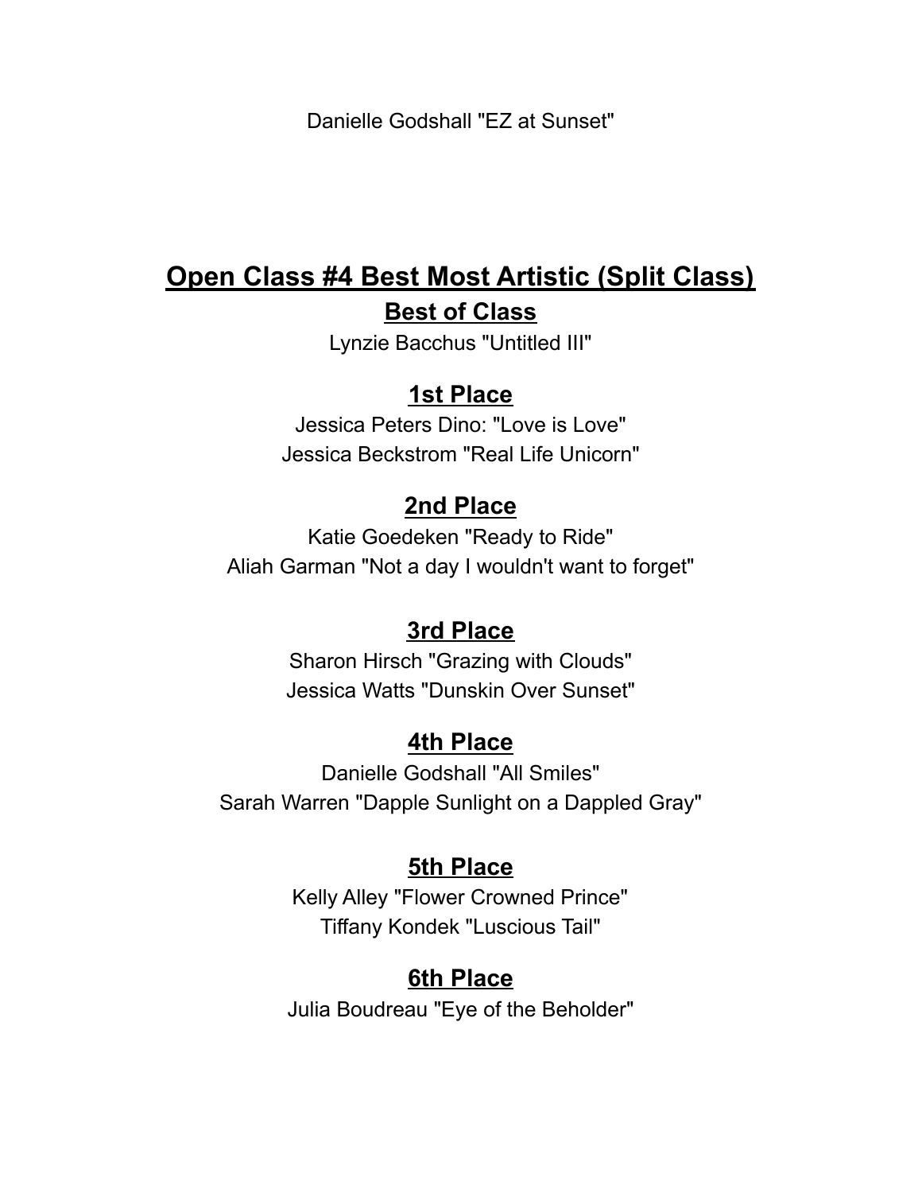Danielle Godshall "EZ at Sunset"

# Open Class #4 Best Most Artistic (Split Class)

## Best of Class

Lynzie Bacchus "Untitled III"

## 1st Place

Jessica Peters Dino: "Love is Love"
Jessica Beckstrom "Real Life Unicorn"

## 2nd Place

Katie Goedeken "Ready to Ride"
Aliah Garman "Not a day I wouldn't want to forget"

## 3rd Place

Sharon Hirsch "Grazing with Clouds"
Jessica Watts "Dunskin Over Sunset"

## 4th Place

Danielle Godshall "All Smiles"
Sarah Warren "Dapple Sunlight on a Dappled Gray"

## 5th Place

Kelly Alley "Flower Crowned Prince"
Tiffany Kondek "Luscious Tail"

## 6th Place

Julia Boudreau "Eye of the Beholder"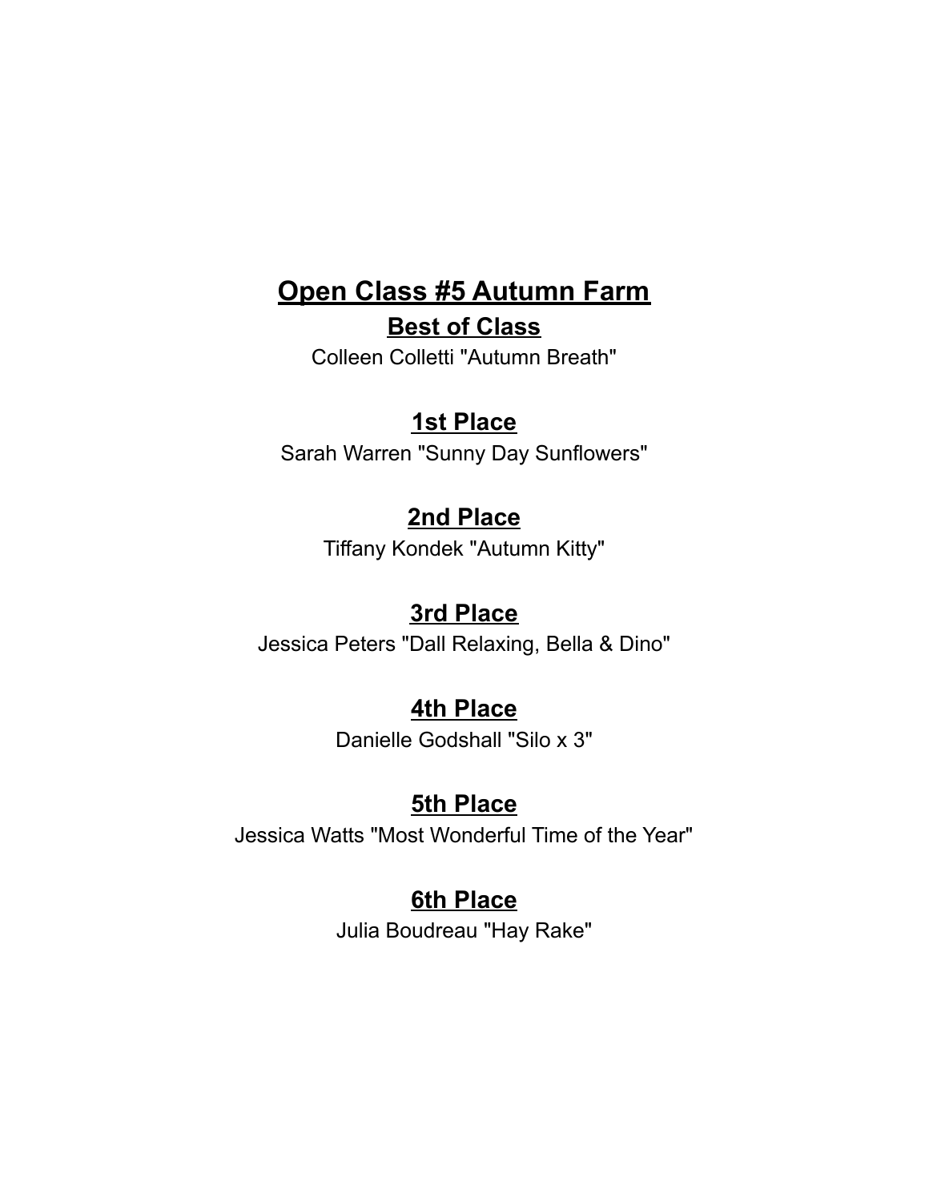# Open Class #5 Autumn Farm

## Best of Class

Colleen Colletti "Autumn Breath"

## 1st Place

Sarah Warren "Sunny Day Sunflowers"

## 2nd Place

Tiffany Kondek "Autumn Kitty"

## 3rd Place

Jessica Peters "Dall Relaxing, Bella & Dino"

## 4th Place

Danielle Godshall "Silo x 3"

## 5th Place

Jessica Watts "Most Wonderful Time of the Year"

## 6th Place

Julia Boudreau "Hay Rake"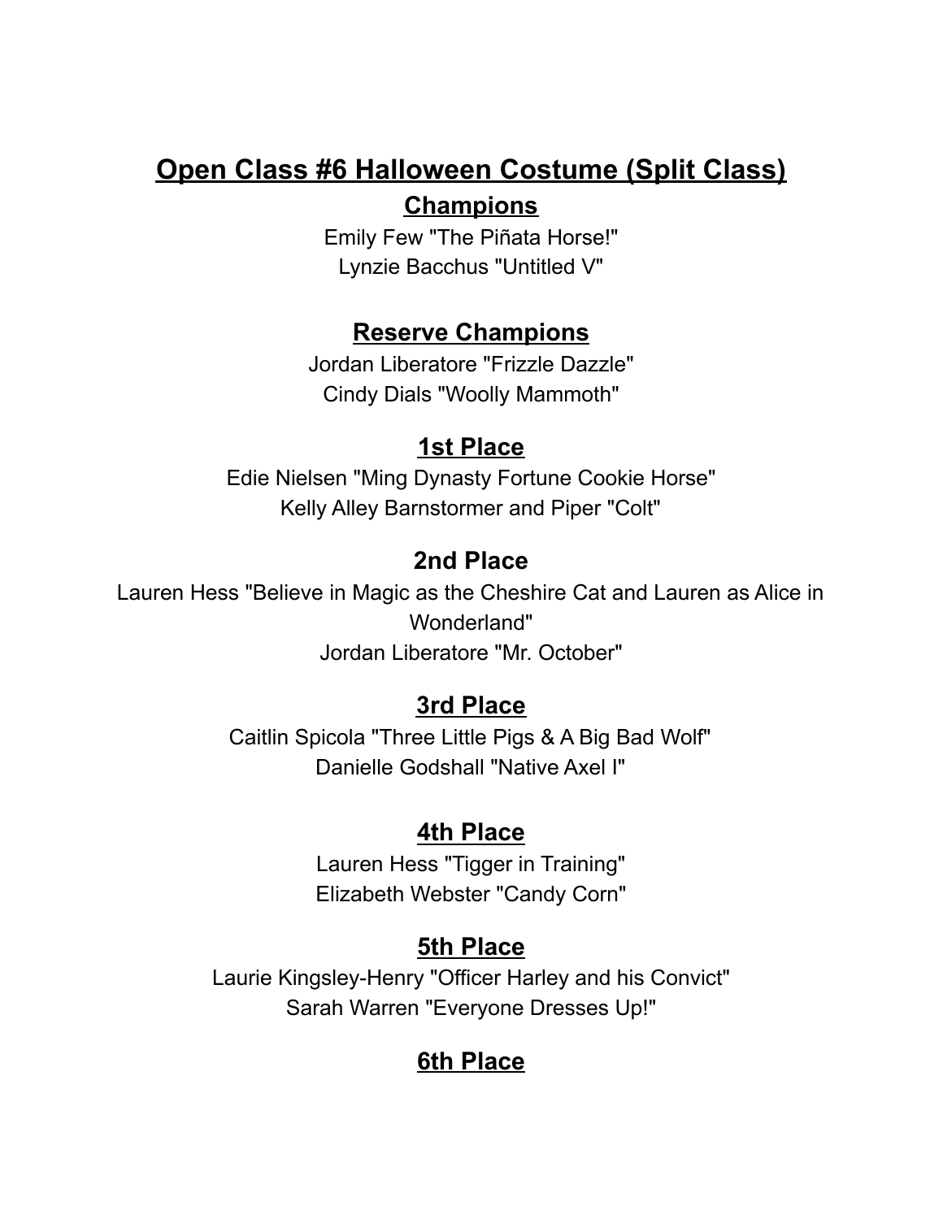# Open Class #6 Halloween Costume (Split Class)

## Champions

Emily Few "The Piñata Horse!"
Lynzie Bacchus "Untitled V"

## Reserve Champions

Jordan Liberatore "Frizzle Dazzle"
Cindy Dials "Woolly Mammoth"

## 1st Place

Edie Nielsen "Ming Dynasty Fortune Cookie Horse"
Kelly Alley Barnstormer and Piper "Colt"

## 2nd Place

Lauren Hess "Believe in Magic as the Cheshire Cat and Lauren as Alice in Wonderland"
Jordan Liberatore "Mr. October"

## 3rd Place

Caitlin Spicola "Three Little Pigs & A Big Bad Wolf"
Danielle Godshall "Native Axel I"

## 4th Place

Lauren Hess "Tigger in Training"
Elizabeth Webster "Candy Corn"

## 5th Place

Laurie Kingsley-Henry "Officer Harley and his Convict"
Sarah Warren "Everyone Dresses Up!"

## 6th Place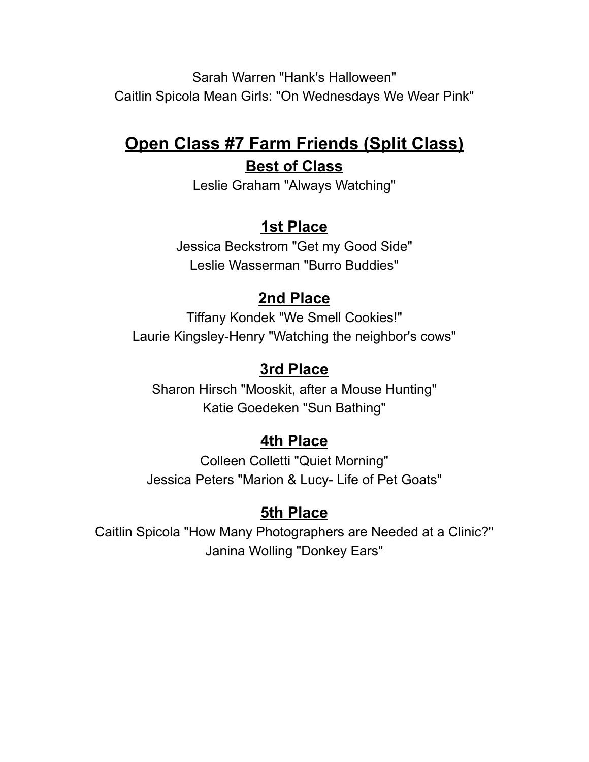Sarah Warren "Hank's Halloween"
Caitlin Spicola Mean Girls: "On Wednesdays We Wear Pink"

## Open Class #7 Farm Friends (Split Class)

### Best of Class

Leslie Graham "Always Watching"

### 1st Place

Jessica Beckstrom "Get my Good Side"
Leslie Wasserman "Burro Buddies"

### 2nd Place

Tiffany Kondek "We Smell Cookies!"
Laurie Kingsley-Henry "Watching the neighbor's cows"

### 3rd Place

Sharon Hirsch "Mooskit, after a Mouse Hunting"
Katie Goedeken "Sun Bathing"

### 4th Place

Colleen Colletti "Quiet Morning"
Jessica Peters "Marion & Lucy- Life of Pet Goats"

### 5th Place

Caitlin Spicola "How Many Photographers are Needed at a Clinic?"
Janina Wolling "Donkey Ears"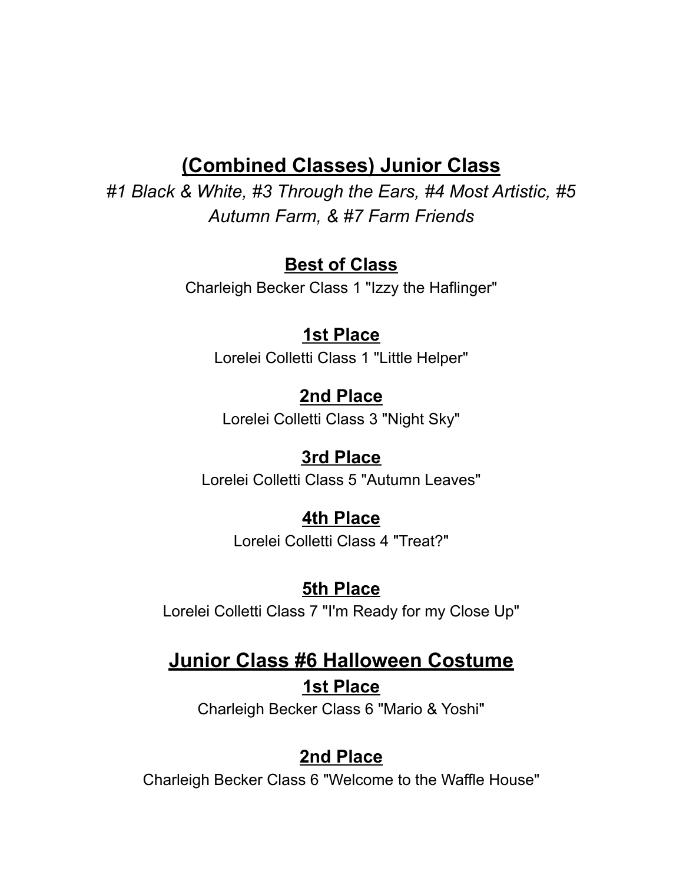## (Combined Classes) Junior Class

*#1 Black & White, #3 Through the Ears, #4 Most Artistic, #5 Autumn Farm, & #7 Farm Friends*

### Best of Class

Charleigh Becker Class 1 "Izzy the Haflinger"

### 1st Place

Lorelei Colletti Class 1 "Little Helper"

### 2nd Place

Lorelei Colletti Class 3 "Night Sky"

### 3rd Place

Lorelei Colletti Class 5 "Autumn Leaves"

### 4th Place

Lorelei Colletti Class 4 "Treat?"

### 5th Place

Lorelei Colletti Class 7 "I'm Ready for my Close Up"

## Junior Class #6 Halloween Costume

### 1st Place

Charleigh Becker Class 6 "Mario & Yoshi"

### 2nd Place

Charleigh Becker Class 6 "Welcome to the Waffle House"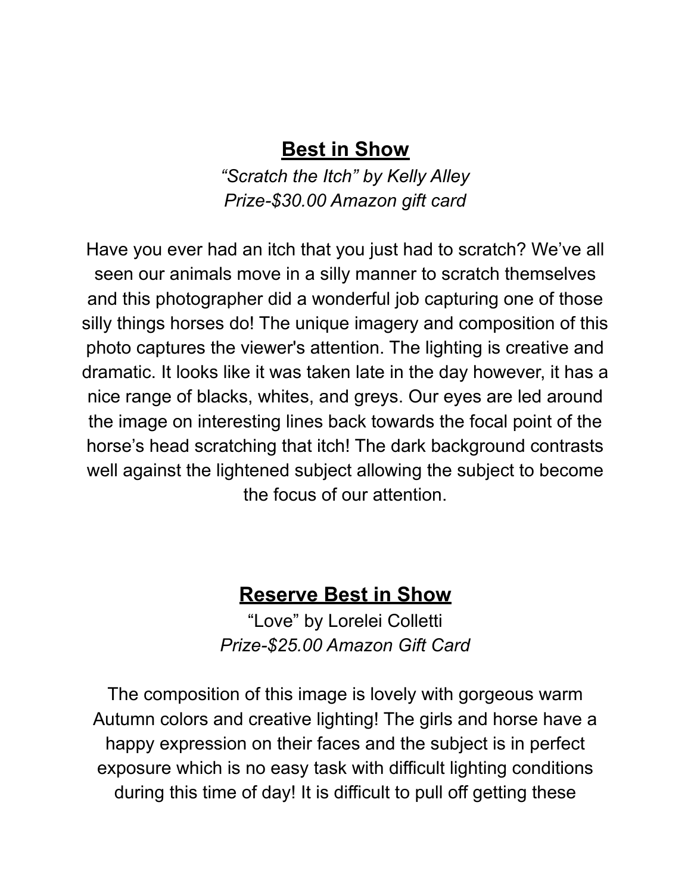## **Best in Show**

*“Scratch the Itch” by Kelly Alley*
*Prize-$30.00 Amazon gift card*

Have you ever had an itch that you just had to scratch? We’ve all seen our animals move in a silly manner to scratch themselves and this photographer did a wonderful job capturing one of those silly things horses do! The unique imagery and composition of this photo captures the viewer's attention. The lighting is creative and dramatic. It looks like it was taken late in the day however, it has a nice range of blacks, whites, and greys. Our eyes are led around the image on interesting lines back towards the focal point of the horse’s head scratching that itch! The dark background contrasts well against the lightened subject allowing the subject to become the focus of our attention.

## **Reserve Best in Show**

“Love” by Lorelei Colletti
*Prize-$25.00 Amazon Gift Card*

The composition of this image is lovely with gorgeous warm Autumn colors and creative lighting! The girls and horse have a happy expression on their faces and the subject is in perfect exposure which is no easy task with difficult lighting conditions during this time of day! It is difficult to pull off getting these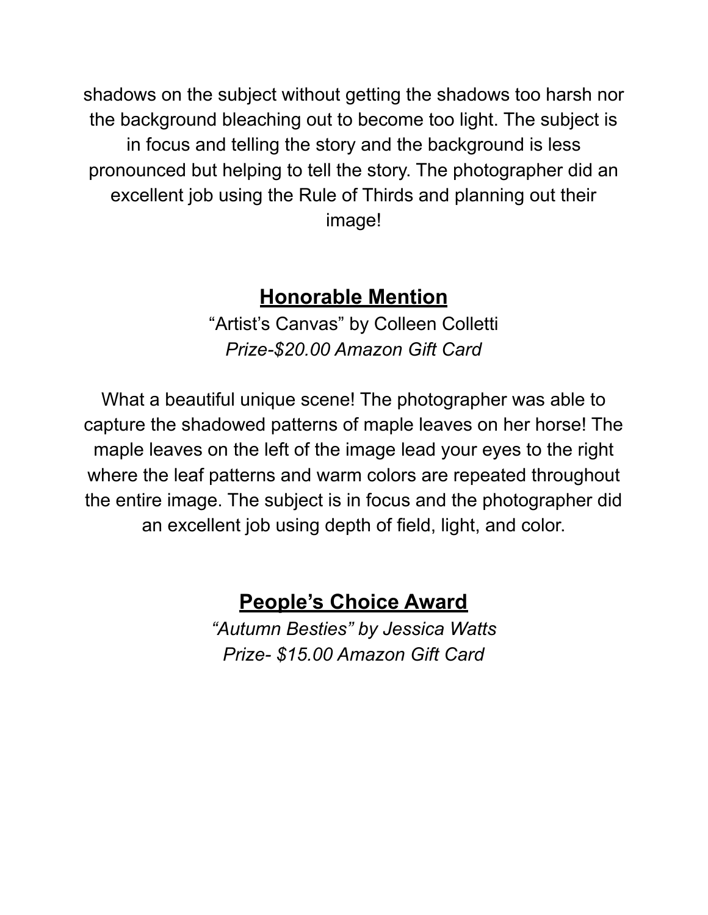shadows on the subject without getting the shadows too harsh nor the background bleaching out to become too light. The subject is in focus and telling the story and the background is less pronounced but helping to tell the story. The photographer did an excellent job using the Rule of Thirds and planning out their image!

## Honorable Mention

"Artist's Canvas" by Colleen Colletti

*Prize-$20.00 Amazon Gift Card*

What a beautiful unique scene! The photographer was able to capture the shadowed patterns of maple leaves on her horse! The maple leaves on the left of the image lead your eyes to the right where the leaf patterns and warm colors are repeated throughout the entire image. The subject is in focus and the photographer did an excellent job using depth of field, light, and color.

## People's Choice Award

*"Autumn Besties" by Jessica Watts*

*Prize- $15.00 Amazon Gift Card*